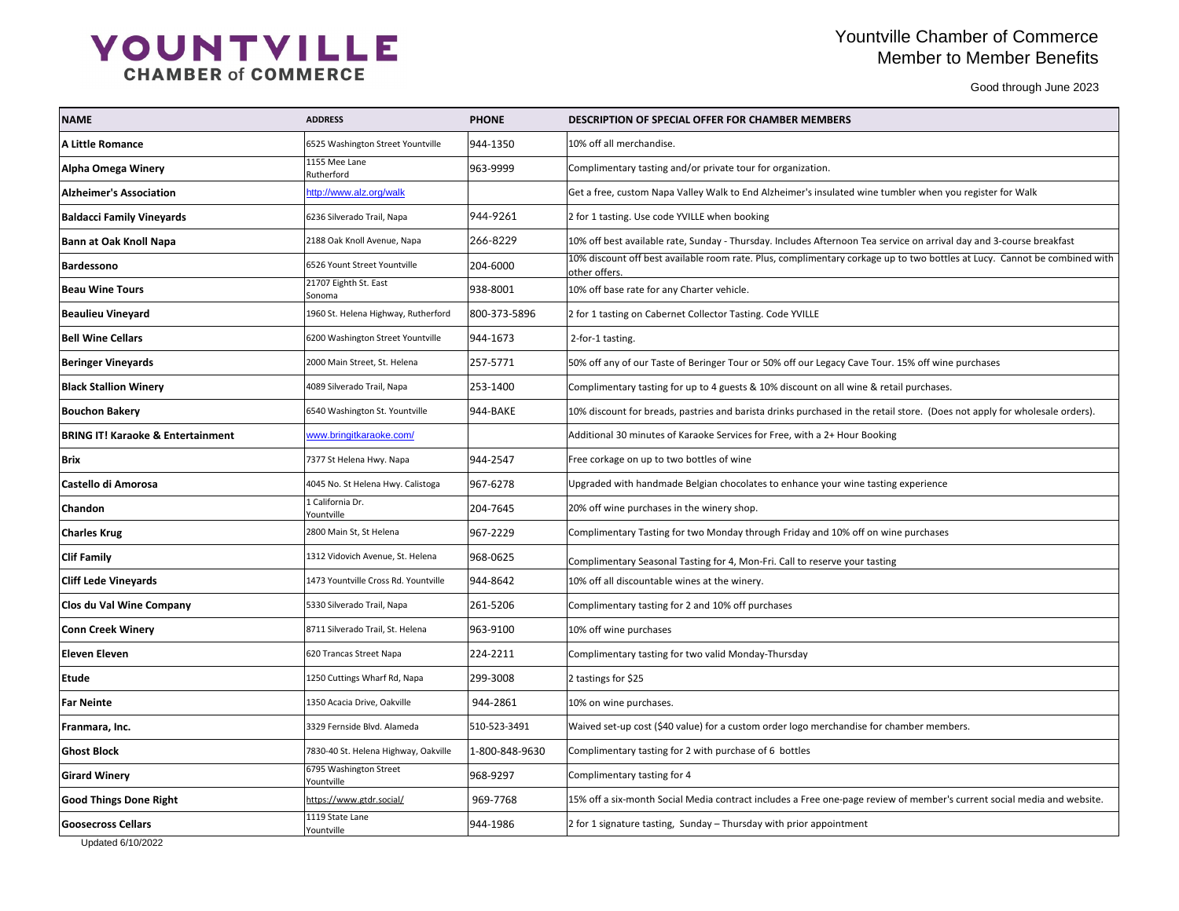# YOUNTVILLE CHAMBER of COMMERCE

Yountville Chamber of Commerce
Member to Member Benefits

Good through June 2023

| NAME | ADDRESS | PHONE | DESCRIPTION OF SPECIAL OFFER FOR CHAMBER MEMBERS |
|---|---|---|---|
| **A Little Romance** | 6525 Washington Street Yountville | 944-1350 | 10% off all merchandise. |
| **Alpha Omega Winery** | 1155 Mee Lane Rutherford | 963-9999 | Complimentary tasting and/or private tour for organization. |
| **Alzheimer's Association** | http://www.alz.org/walk | | Get a free, custom Napa Valley Walk to End Alzheimer's insulated wine tumbler when you register for Walk |
| **Baldacci Family Vineyards** | 6236 Silverado Trail, Napa | 944-9261 | 2 for 1 tasting. Use code YVILLE when booking |
| **Bann at Oak Knoll Napa** | 2188 Oak Knoll Avenue, Napa | 266-8229 | 10% off best available rate, Sunday - Thursday. Includes Afternoon Tea service on arrival day and 3-course breakfast |
| **Bardessono** | 6526 Yount Street Yountville | 204-6000 | 10% discount off best available room rate. Plus, complimentary corkage up to two bottles at Lucy. Cannot be combined with other offers. |
| **Beau Wine Tours** | 21707 Eighth St. East Sonoma | 938-8001 | 10% off base rate for any Charter vehicle. |
| **Beaulieu Vineyard** | 1960 St. Helena Highway, Rutherford | 800-373-5896 | 2 for 1 tasting on Cabernet Collector Tasting. Code YVILLE |
| **Bell Wine Cellars** | 6200 Washington Street Yountville | 944-1673 | 2-for-1 tasting. |
| **Beringer Vineyards** | 2000 Main Street, St. Helena | 257-5771 | 50% off any of our Taste of Beringer Tour or 50% off our Legacy Cave Tour. 15% off wine purchases |
| **Black Stallion Winery** | 4089 Silverado Trail, Napa | 253-1400 | Complimentary tasting for up to 4 guests & 10% discount on all wine & retail purchases. |
| **Bouchon Bakery** | 6540 Washington St. Yountville | 944-BAKE | 10% discount for breads, pastries and barista drinks purchased in the retail store. (Does not apply for wholesale orders). |
| **BRING IT! Karaoke & Entertainment** | www.bringitkaraoke.com/ | | Additional 30 minutes of Karaoke Services for Free, with a 2+ Hour Booking |
| **Brix** | 7377 St Helena Hwy. Napa | 944-2547 | Free corkage on up to two bottles of wine |
| **Castello di Amorosa** | 4045 No. St Helena Hwy. Calistoga | 967-6278 | Upgraded with handmade Belgian chocolates to enhance your wine tasting experience |
| **Chandon** | 1 California Dr. Yountville | 204-7645 | 20% off wine purchases in the winery shop. |
| **Charles Krug** | 2800 Main St, St Helena | 967-2229 | Complimentary Tasting for two Monday through Friday and 10% off on wine purchases |
| **Clif Family** | 1312 Vidovich Avenue, St. Helena | 968-0625 | Complimentary Seasonal Tasting for 4, Mon-Fri. Call to reserve your tasting |
| **Cliff Lede Vineyards** | 1473 Yountville Cross Rd. Yountville | 944-8642 | 10% off all discountable wines at the winery. |
| **Clos du Val Wine Company** | 5330 Silverado Trail, Napa | 261-5206 | Complimentary tasting for 2 and 10% off purchases |
| **Conn Creek Winery** | 8711 Silverado Trail, St. Helena | 963-9100 | 10% off wine purchases |
| **Eleven Eleven** | 620 Trancas Street Napa | 224-2211 | Complimentary tasting for two valid Monday-Thursday |
| **Etude** | 1250 Cuttings Wharf Rd, Napa | 299-3008 | 2 tastings for $25 |
| **Far Neinte** | 1350 Acacia Drive, Oakville | 944-2861 | 10% on wine purchases. |
| **Franmara, Inc.** | 3329 Fernside Blvd. Alameda | 510-523-3491 | Waived set-up cost ($40 value) for a custom order logo merchandise for chamber members. |
| **Ghost Block** | 7830-40 St. Helena Highway, Oakville | 1-800-848-9630 | Complimentary tasting for 2 with purchase of 6 bottles |
| **Girard Winery** | 6795 Washington Street Yountville | 968-9297 | Complimentary tasting for 4 |
| **Good Things Done Right** | https://www.gtdr.social/ | 969-7768 | 15% off a six-month Social Media contract includes a Free one-page review of member's current social media and website. |
| **Goosecross Cellars** | 1119 State Lane Yountville | 944-1986 | 2 for 1 signature tasting, Sunday – Thursday with prior appointment |

Updated 6/10/2022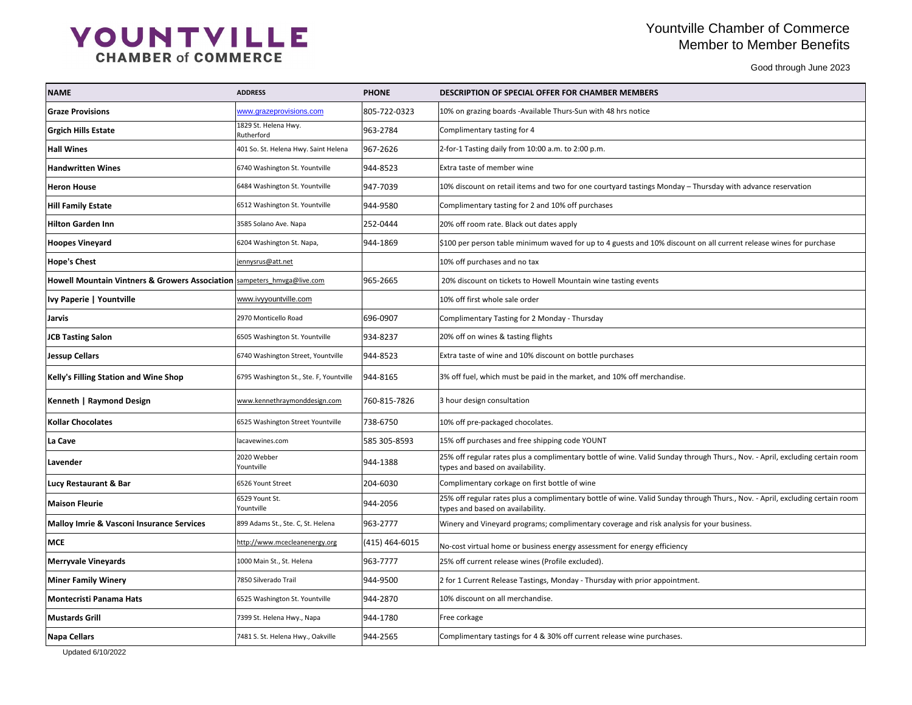# YOUNTVILLE CHAMBER of COMMERCE

Yountville Chamber of Commerce
Member to Member Benefits

Good through June 2023

| NAME | ADDRESS | PHONE | DESCRIPTION OF SPECIAL OFFER FOR CHAMBER MEMBERS |
|---|---|---|---|
| **Graze Provisions** | www.grazeprovisions.com | 805-722-0323 | 10% on grazing boards -Available Thurs-Sun with 48 hrs notice |
| **Grgich Hills Estate** | 1829 St. Helena Hwy. Rutherford | 963-2784 | Complimentary tasting for 4 |
| **Hall Wines** | 401 So. St. Helena Hwy. Saint Helena | 967-2626 | 2-for-1 Tasting daily from 10:00 a.m. to 2:00 p.m. |
| **Handwritten Wines** | 6740 Washington St. Yountville | 944-8523 | Extra taste of member wine |
| **Heron House** | 6484 Washington St. Yountville | 947-7039 | 10% discount on retail items and two for one courtyard tastings Monday – Thursday with advance reservation |
| **Hill Family Estate** | 6512 Washington St. Yountville | 944-9580 | Complimentary tasting for 2 and 10% off purchases |
| **Hilton Garden Inn** | 3585 Solano Ave. Napa | 252-0444 | 20% off room rate. Black out dates apply |
| **Hoopes Vineyard** | 6204 Washington St. Napa, | 944-1869 | $100 per person table minimum waved for up to 4 guests and 10% discount on all current release wines for purchase |
| **Hope's Chest** | jennysrus@att.net | | 10% off purchases and no tax |
| **Howell Mountain Vintners & Growers Association** | sampeters_hmvga@live.com | 965-2665 | 20% discount on tickets to Howell Mountain wine tasting events |
| **Ivy Paperie \| Yountville** | www.ivyyountville.com | | 10% off first whole sale order |
| **Jarvis** | 2970 Monticello Road | 696-0907 | Complimentary Tasting for 2 Monday - Thursday |
| **JCB Tasting Salon** | 6505 Washington St. Yountville | 934-8237 | 20% off on wines & tasting flights |
| **Jessup Cellars** | 6740 Washington Street, Yountville | 944-8523 | Extra taste of wine and 10% discount on bottle purchases |
| **Kelly's Filling Station and Wine Shop** | 6795 Washington St., Ste. F, Yountville | 944-8165 | 3% off fuel, which must be paid in the market, and 10% off merchandise. |
| **Kenneth \| Raymond Design** | www.kennethraymonddesign.com | 760-815-7826 | 3 hour design consultation |
| **Kollar Chocolates** | 6525 Washington Street Yountville | 738-6750 | 10% off pre-packaged chocolates. |
| **La Cave** | lacavewines.com | 585 305-8593 | 15% off purchases and free shipping code YOUNT |
| **Lavender** | 2020 Webber Yountville | 944-1388 | 25% off regular rates plus a complimentary bottle of wine. Valid Sunday through Thurs., Nov. - April, excluding certain room types and based on availability. |
| **Lucy Restaurant & Bar** | 6526 Yount Street | 204-6030 | Complimentary corkage on first bottle of wine |
| **Maison Fleurie** | 6529 Yount St. Yountville | 944-2056 | 25% off regular rates plus a complimentary bottle of wine. Valid Sunday through Thurs., Nov. - April, excluding certain room types and based on availability. |
| **Malloy Imrie & Vasconi Insurance Services** | 899 Adams St., Ste. C, St. Helena | 963-2777 | Winery and Vineyard programs; complimentary coverage and risk analysis for your business. |
| **MCE** | http://www.mcecleanenergy.org | (415) 464-6015 | No-cost virtual home or business energy assessment for energy efficiency |
| **Merryvale Vineyards** | 1000 Main St., St. Helena | 963-7777 | 25% off current release wines (Profile excluded). |
| **Miner Family Winery** | 7850 Silverado Trail | 944-9500 | 2 for 1 Current Release Tastings, Monday - Thursday with prior appointment. |
| **Montecristi Panama Hats** | 6525 Washington St. Yountville | 944-2870 | 10% discount on all merchandise. |
| **Mustards Grill** | 7399 St. Helena Hwy., Napa | 944-1780 | Free corkage |
| **Napa Cellars** | 7481 S. St. Helena Hwy., Oakville | 944-2565 | Complimentary tastings for 4 & 30% off current release wine purchases. |

Updated 6/10/2022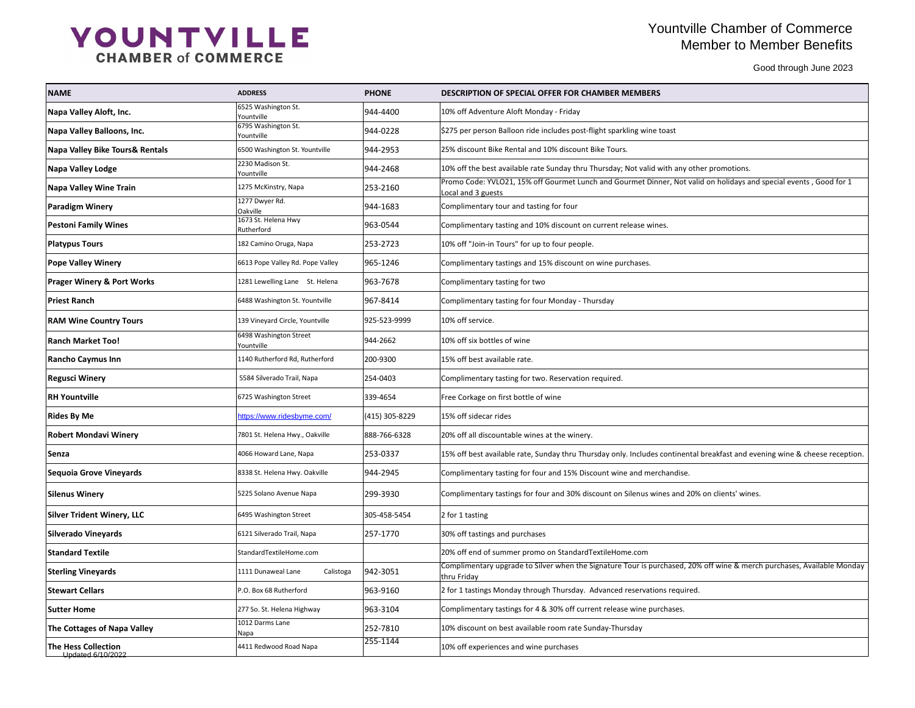# YOUNTVILLE CHAMBER of COMMERCE

Yountville Chamber of Commerce
Member to Member Benefits

Good through June 2023

| NAME | ADDRESS | PHONE | DESCRIPTION OF SPECIAL OFFER FOR CHAMBER MEMBERS |
|---|---|---|---|
| **Napa Valley Aloft, Inc.** | 6525 Washington St. Yountville | 944-4400 | 10% off Adventure Aloft Monday - Friday |
| **Napa Valley Balloons, Inc.** | 6795 Washington St. Yountville | 944-0228 | $275 per person Balloon ride includes post-flight sparkling wine toast |
| **Napa Valley Bike Tours& Rentals** | 6500 Washington St. Yountville | 944-2953 | 25% discount Bike Rental and 10% discount Bike Tours. |
| **Napa Valley Lodge** | 2230 Madison St. Yountville | 944-2468 | 10% off the best available rate Sunday thru Thursday; Not valid with any other promotions. |
| **Napa Valley Wine Train** | 1275 McKinstry, Napa | 253-2160 | Promo Code: YVLO21, 15% off Gourmet Lunch and Gourmet Dinner, Not valid on holidays and special events , Good for 1 Local and 3 guests |
| **Paradigm Winery** | 1277 Dwyer Rd. Oakville | 944-1683 | Complimentary tour and tasting for four |
| **Pestoni Family Wines** | 1673 St. Helena Hwy Rutherford | 963-0544 | Complimentary tasting and 10% discount on current release wines. |
| **Platypus Tours** | 182 Camino Oruga, Napa | 253-2723 | 10% off "Join-in Tours" for up to four people. |
| **Pope Valley Winery** | 6613 Pope Valley Rd. Pope Valley | 965-1246 | Complimentary tastings and 15% discount on wine purchases. |
| **Prager Winery & Port Works** | 1281 Lewelling Lane St. Helena | 963-7678 | Complimentary tasting for two |
| **Priest Ranch** | 6488 Washington St. Yountville | 967-8414 | Complimentary tasting for four Monday - Thursday |
| **RAM Wine Country Tours** | 139 Vineyard Circle, Yountville | 925-523-9999 | 10% off service. |
| **Ranch Market Too!** | 6498 Washington Street Yountville | 944-2662 | 10% off six bottles of wine |
| **Rancho Caymus Inn** | 1140 Rutherford Rd, Rutherford | 200-9300 | 15% off best available rate. |
| **Regusci Winery** | 5584 Silverado Trail, Napa | 254-0403 | Complimentary tasting for two. Reservation required. |
| **RH Yountville** | 6725 Washington Street | 339-4654 | Free Corkage on first bottle of wine |
| **Rides By Me** | https://www.ridesbyme.com/ | (415) 305-8229 | 15% off sidecar rides |
| **Robert Mondavi Winery** | 7801 St. Helena Hwy., Oakville | 888-766-6328 | 20% off all discountable wines at the winery. |
| **Senza** | 4066 Howard Lane, Napa | 253-0337 | 15% off best available rate, Sunday thru Thursday only. Includes continental breakfast and evening wine & cheese reception. |
| **Sequoia Grove Vineyards** | 8338 St. Helena Hwy. Oakville | 944-2945 | Complimentary tasting for four and 15% Discount wine and merchandise. |
| **Silenus Winery** | 5225 Solano Avenue Napa | 299-3930 | Complimentary tastings for four and 30% discount on Silenus wines and 20% on clients' wines. |
| **Silver Trident Winery, LLC** | 6495 Washington Street | 305-458-5454 | 2 for 1 tasting |
| **Silverado Vineyards** | 6121 Silverado Trail, Napa | 257-1770 | 30% off tastings and purchases |
| **Standard Textile** | StandardTextileHome.com | | 20% off end of summer promo on StandardTextileHome.com |
| **Sterling Vineyards** | 1111 Dunaweal Lane Calistoga | 942-3051 | Complimentary upgrade to Silver when the Signature Tour is purchased, 20% off wine & merch purchases, Available Monday thru Friday |
| **Stewart Cellars** | P.O. Box 68 Rutherford | 963-9160 | 2 for 1 tastings Monday through Thursday. Advanced reservations required. |
| **Sutter Home** | 277 So. St. Helena Highway | 963-3104 | Complimentary tastings for 4 & 30% off current release wine purchases. |
| **The Cottages of Napa Valley** | 1012 Darms Lane Napa | 252-7810 | 10% discount on best available room rate Sunday-Thursday |
| **The Hess Collection** | 4411 Redwood Road Napa | 255-1144 | 10% off experiences and wine purchases |

Updated 6/10/2022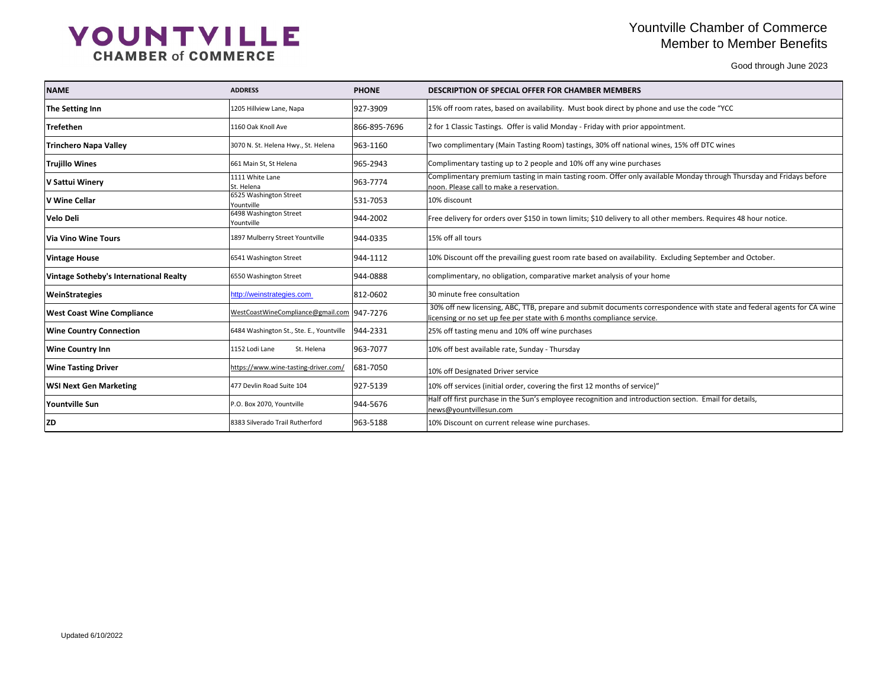**YOUNTVILLE CHAMBER of COMMERCE**

Yountville Chamber of Commerce
Member to Member Benefits

Good through June 2023

| NAME | ADDRESS | PHONE | DESCRIPTION OF SPECIAL OFFER FOR CHAMBER MEMBERS |
|---|---|---|---|
| The Setting Inn | 1205 Hillview Lane, Napa | 927-3909 | 15% off room rates, based on availability. Must book direct by phone and use the code "YCC |
| Trefethen | 1160 Oak Knoll Ave | 866-895-7696 | 2 for 1 Classic Tastings. Offer is valid Monday - Friday with prior appointment. |
| Trinchero Napa Valley | 3070 N. St. Helena Hwy., St. Helena | 963-1160 | Two complimentary (Main Tasting Room) tastings, 30% off national wines, 15% off DTC wines |
| Trujillo Wines | 661 Main St, St Helena | 965-2943 | Complimentary tasting up to 2 people and 10% off any wine purchases |
| V Sattui Winery | 1111 White Lane St. Helena | 963-7774 | Complimentary premium tasting in main tasting room. Offer only available Monday through Thursday and Fridays before noon. Please call to make a reservation. |
| V Wine Cellar | 6525 Washington Street Yountville | 531-7053 | 10% discount |
| Velo Deli | 6498 Washington Street Yountville | 944-2002 | Free delivery for orders over $150 in town limits; $10 delivery to all other members. Requires 48 hour notice. |
| Via Vino Wine Tours | 1897 Mulberry Street Yountville | 944-0335 | 15% off all tours |
| Vintage House | 6541 Washington Street | 944-1112 | 10% Discount off the prevailing guest room rate based on availability. Excluding September and October. |
| Vintage Sotheby's International Realty | 6550 Washington Street | 944-0888 | complimentary, no obligation, comparative market analysis of your home |
| WeinStrategies | http://weinstrategies.com | 812-0602 | 30 minute free consultation |
| West Coast Wine Compliance | WestCoastWineCompliance@gmail.com | 947-7276 | 30% off new licensing, ABC, TTB, prepare and submit documents correspondence with state and federal agents for CA wine licensing or no set up fee per state with 6 months compliance service. |
| Wine Country Connection | 6484 Washington St., Ste. E., Yountville | 944-2331 | 25% off tasting menu and 10% off wine purchases |
| Wine Country Inn | 1152 Lodi Lane St. Helena | 963-7077 | 10% off best available rate, Sunday - Thursday |
| Wine Tasting Driver | https://www.wine-tasting-driver.com/ | 681-7050 | 10% off Designated Driver service |
| WSI Next Gen Marketing | 477 Devlin Road Suite 104 | 927-5139 | 10% off services (initial order, covering the first 12 months of service)" |
| Yountville Sun | P.O. Box 2070, Yountville | 944-5676 | Half off first purchase in the Sun's employee recognition and introduction section. Email for details, news@yountvillesun.com |
| ZD | 8383 Silverado Trail Rutherford | 963-5188 | 10% Discount on current release wine purchases. |

Updated 6/10/2022